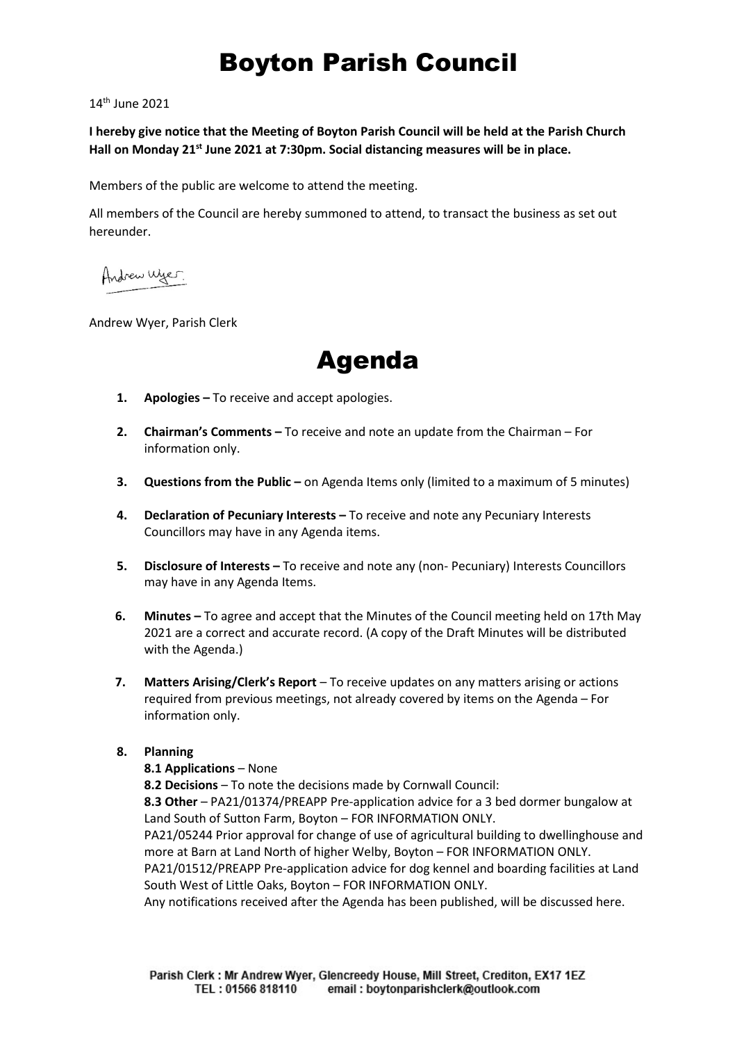# Boyton Parish Council

14th June 2021

**I hereby give notice that the Meeting of Boyton Parish Council will be held at the Parish Church Hall on Monday 21st June 2021 at 7:30pm. Social distancing measures will be in place.**

Members of the public are welcome to attend the meeting.

All members of the Council are hereby summoned to attend, to transact the business as set out hereunder.

Andrew Wyer

Andrew Wyer, Parish Clerk

# Agenda

1. **Apologies –** To receive and accept apologies.

2. **Chairman's Comments –** To receive and note an update from the Chairman – For information only.

3. **Questions from the Public –** on Agenda Items only (limited to a maximum of 5 minutes)

4. **Declaration of Pecuniary Interests –** To receive and note any Pecuniary Interests Councillors may have in any Agenda items.

5. **Disclosure of Interests –** To receive and note any (non- Pecuniary) Interests Councillors may have in any Agenda Items.

6. **Minutes –** To agree and accept that the Minutes of the Council meeting held on 17th May 2021 are a correct and accurate record. (A copy of the Draft Minutes will be distributed with the Agenda.)

7. **Matters Arising/Clerk's Report** – To receive updates on any matters arising or actions required from previous meetings, not already covered by items on the Agenda – For information only.

8. **Planning**

   **8.1 Applications** – None

   **8.2 Decisions** – To note the decisions made by Cornwall Council:

   **8.3 Other** – PA21/01374/PREAPP Pre-application advice for a 3 bed dormer bungalow at Land South of Sutton Farm, Boyton – FOR INFORMATION ONLY.

   PA21/05244 Prior approval for change of use of agricultural building to dwellinghouse and more at Barn at Land North of higher Welby, Boyton – FOR INFORMATION ONLY.

   PA21/01512/PREAPP Pre-application advice for dog kennel and boarding facilities at Land South West of Little Oaks, Boyton – FOR INFORMATION ONLY.

   Any notifications received after the Agenda has been published, will be discussed here.

Parish Clerk : Mr Andrew Wyer, Glencreedy House, Mill Street, Crediton, EX17 1EZ
TEL : 01566 818110 email : boytonparishclerk@outlook.com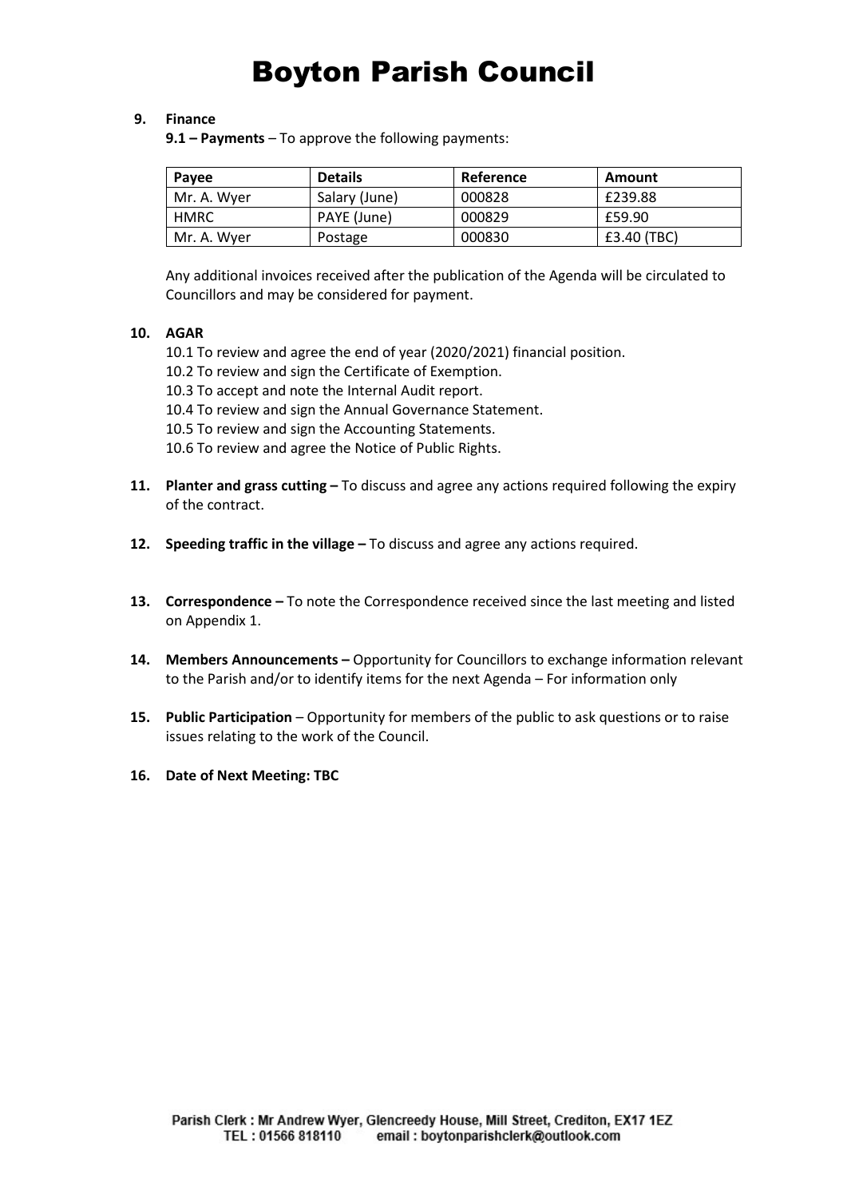**9. Finance**

**9.1 – Payments** – To approve the following payments:

| Payee | Details | Reference | Amount |
|---|---|---|---|
| Mr. A. Wyer | Salary (June) | 000828 | £239.88 |
| HMRC | PAYE (June) | 000829 | £59.90 |
| Mr. A. Wyer | Postage | 000830 | £3.40 (TBC) |

Any additional invoices received after the publication of the Agenda will be circulated to Councillors and may be considered for payment.

**10. AGAR**

10.1 To review and agree the end of year (2020/2021) financial position.
10.2 To review and sign the Certificate of Exemption.
10.3 To accept and note the Internal Audit report.
10.4 To review and sign the Annual Governance Statement.
10.5 To review and sign the Accounting Statements.
10.6 To review and agree the Notice of Public Rights.

**11. Planter and grass cutting –** To discuss and agree any actions required following the expiry of the contract.

**12. Speeding traffic in the village –** To discuss and agree any actions required.

**13. Correspondence –** To note the Correspondence received since the last meeting and listed on Appendix 1.

**14. Members Announcements –** Opportunity for Councillors to exchange information relevant to the Parish and/or to identify items for the next Agenda – For information only

**15. Public Participation** – Opportunity for members of the public to ask questions or to raise issues relating to the work of the Council.

**16. Date of Next Meeting: TBC**